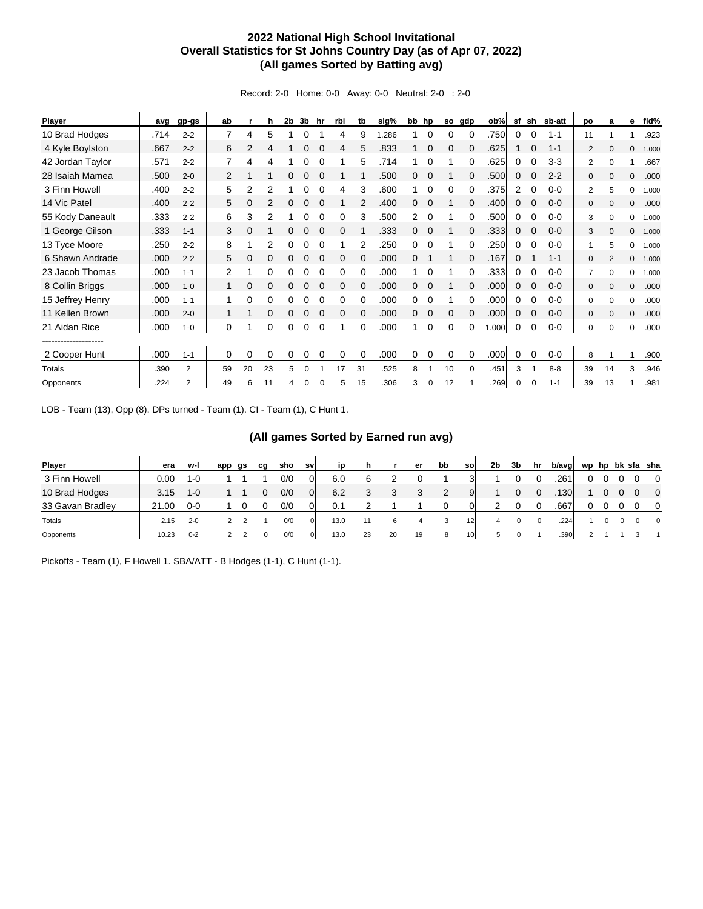# 2022 National High School Invitational
# Overall Statistics for St Johns Country Day (as of Apr 07, 2022)
# (All games Sorted by Batting avg)

Record: 2-0 Home: 0-0 Away: 0-0 Neutral: 2-0 : 2-0

| Player | avg | gp-gs | ab | r | h | 2b | 3b | hr | rbi | tb | slg% | bb | hp | so | gdp | ob% | sf | sh | sb-att | po | a | e | fld% |
|---|---|---|---|---|---|---|---|---|---|---|---|---|---|---|---|---|---|---|---|---|---|---|---|
| 10 Brad Hodges | .714 | 2-2 | 7 | 4 | 5 | 1 | 0 | 1 | 4 | 9 | 1.286 | 1 | 0 | 0 | 0 | .750 | 0 | 0 | 1-1 | 11 | 1 | 1 | .923 |
| 4 Kyle Boylston | .667 | 2-2 | 6 | 2 | 4 | 1 | 0 | 0 | 4 | 5 | .833 | 1 | 0 | 0 | 0 | .625 | 1 | 0 | 1-1 | 2 | 0 | 0 | 1.000 |
| 42 Jordan Taylor | .571 | 2-2 | 7 | 4 | 4 | 1 | 0 | 0 | 1 | 5 | .714 | 1 | 0 | 1 | 0 | .625 | 0 | 0 | 3-3 | 2 | 0 | 1 | .667 |
| 28 Isaiah Mamea | .500 | 2-0 | 2 | 1 | 1 | 0 | 0 | 0 | 1 | 1 | .500 | 0 | 0 | 1 | 0 | .500 | 0 | 0 | 2-2 | 0 | 0 | 0 | .000 |
| 3 Finn Howell | .400 | 2-2 | 5 | 2 | 2 | 1 | 0 | 0 | 4 | 3 | .600 | 1 | 0 | 0 | 0 | .375 | 2 | 0 | 0-0 | 2 | 5 | 0 | 1.000 |
| 14 Vic Patel | .400 | 2-2 | 5 | 0 | 2 | 0 | 0 | 0 | 1 | 2 | .400 | 0 | 0 | 1 | 0 | .400 | 0 | 0 | 0-0 | 0 | 0 | 0 | .000 |
| 55 Kody Daneault | .333 | 2-2 | 6 | 3 | 2 | 1 | 0 | 0 | 0 | 3 | .500 | 2 | 0 | 1 | 0 | .500 | 0 | 0 | 0-0 | 3 | 0 | 0 | 1.000 |
| 1 George Gilson | .333 | 1-1 | 3 | 0 | 1 | 0 | 0 | 0 | 0 | 1 | .333 | 0 | 0 | 1 | 0 | .333 | 0 | 0 | 0-0 | 3 | 0 | 0 | 1.000 |
| 13 Tyce Moore | .250 | 2-2 | 8 | 1 | 2 | 0 | 0 | 0 | 1 | 2 | .250 | 0 | 0 | 1 | 0 | .250 | 0 | 0 | 0-0 | 1 | 5 | 0 | 1.000 |
| 6 Shawn Andrade | .000 | 2-2 | 5 | 0 | 0 | 0 | 0 | 0 | 0 | 0 | .000 | 0 | 1 | 1 | 0 | .167 | 0 | 1 | 1-1 | 0 | 2 | 0 | 1.000 |
| 23 Jacob Thomas | .000 | 1-1 | 2 | 1 | 0 | 0 | 0 | 0 | 0 | 0 | .000 | 1 | 0 | 1 | 0 | .333 | 0 | 0 | 0-0 | 7 | 0 | 0 | 1.000 |
| 8 Collin Briggs | .000 | 1-0 | 1 | 0 | 0 | 0 | 0 | 0 | 0 | 0 | .000 | 0 | 0 | 1 | 0 | .000 | 0 | 0 | 0-0 | 0 | 0 | 0 | .000 |
| 15 Jeffrey Henry | .000 | 1-1 | 1 | 0 | 0 | 0 | 0 | 0 | 0 | 0 | .000 | 0 | 0 | 1 | 0 | .000 | 0 | 0 | 0-0 | 0 | 0 | 0 | .000 |
| 11 Kellen Brown | .000 | 2-0 | 1 | 1 | 0 | 0 | 0 | 0 | 0 | 0 | .000 | 0 | 0 | 0 | 0 | .000 | 0 | 0 | 0-0 | 0 | 0 | 0 | .000 |
| 21 Aidan Rice | .000 | 1-0 | 0 | 1 | 0 | 0 | 0 | 0 | 1 | 0 | .000 | 1 | 0 | 0 | 0 | 1.000 | 0 | 0 | 0-0 | 0 | 0 | 0 | .000 |
| -------------------- | | | | | | | | | | | | | | | | | | | | | | | |
| 2 Cooper Hunt | .000 | 1-1 | 0 | 0 | 0 | 0 | 0 | 0 | 0 | 0 | .000 | 0 | 0 | 0 | 0 | .000 | 0 | 0 | 0-0 | 8 | 1 | 1 | .900 |
| Totals | .390 | 2 | 59 | 20 | 23 | 5 | 0 | 1 | 17 | 31 | .525 | 8 | 1 | 10 | 0 | .451 | 3 | 1 | 8-8 | 39 | 14 | 3 | .946 |
| Opponents | .224 | 2 | 49 | 6 | 11 | 4 | 0 | 0 | 5 | 15 | .306 | 3 | 0 | 12 | 1 | .269 | 0 | 0 | 1-1 | 39 | 13 | 1 | .981 |

LOB - Team (13), Opp (8). DPs turned - Team (1). CI - Team (1), C Hunt 1.

## (All games Sorted by Earned run avg)

| Player | era | w-l | app | gs | cg | sho | sv | ip | h | r | er | bb | so | 2b | 3b | hr | b/avg | wp | hp | bk | sfa | sha |
|---|---|---|---|---|---|---|---|---|---|---|---|---|---|---|---|---|---|---|---|---|---|---|
| 3 Finn Howell | 0.00 | 1-0 | 1 | 1 | 1 | 0/0 | 0 | 6.0 | 6 | 2 | 0 | 1 | 3 | 1 | 0 | 0 | .261 | 0 | 0 | 0 | 0 | 0 |
| 10 Brad Hodges | 3.15 | 1-0 | 1 | 1 | 0 | 0/0 | 0 | 6.2 | 3 | 3 | 3 | 2 | 9 | 1 | 0 | 0 | .130 | 1 | 0 | 0 | 0 | 0 |
| 33 Gavan Bradley | 21.00 | 0-0 | 1 | 0 | 0 | 0/0 | 0 | 0.1 | 2 | 1 | 1 | 0 | 0 | 2 | 0 | 0 | .667 | 0 | 0 | 0 | 0 | 0 |
| Totals | 2.15 | 2-0 | 2 | 2 | 1 | 0/0 | 0 | 13.0 | 11 | 6 | 4 | 3 | 12 | 4 | 0 | 0 | .224 | 1 | 0 | 0 | 0 | 0 |
| Opponents | 10.23 | 0-2 | 2 | 2 | 0 | 0/0 | 0 | 13.0 | 23 | 20 | 19 | 8 | 10 | 5 | 0 | 1 | .390 | 2 | 1 | 1 | 3 | 1 |

Pickoffs - Team (1), F Howell 1. SBA/ATT - B Hodges (1-1), C Hunt (1-1).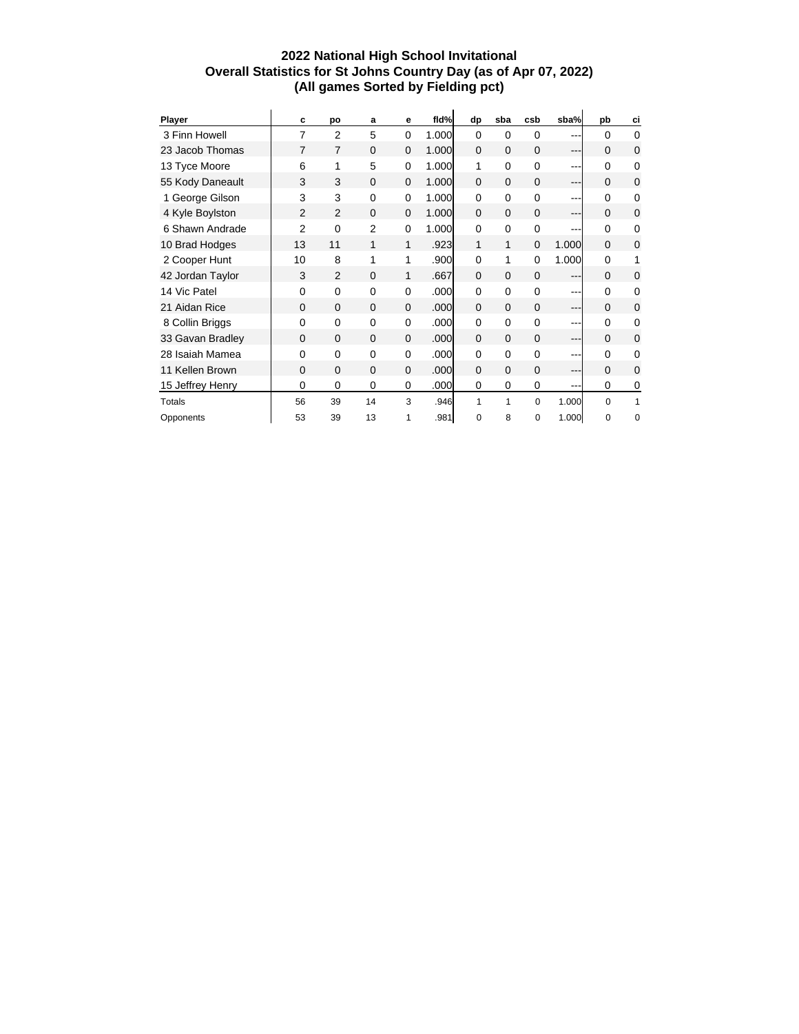**2022 National High School Invitational**
**Overall Statistics for St Johns Country Day (as of Apr 07, 2022)**
**(All games Sorted by Fielding pct)**

| Player | c | po | a | e | fld% | dp | sba | csb | sba% | pb | ci |
|---|---|---|---|---|---|---|---|---|---|---|---|
| 3 Finn Howell | 7 | 2 | 5 | 0 | 1.000 | 0 | 0 | 0 | --- | 0 | 0 |
| 23 Jacob Thomas | 7 | 7 | 0 | 0 | 1.000 | 0 | 0 | 0 | --- | 0 | 0 |
| 13 Tyce Moore | 6 | 1 | 5 | 0 | 1.000 | 1 | 0 | 0 | --- | 0 | 0 |
| 55 Kody Daneault | 3 | 3 | 0 | 0 | 1.000 | 0 | 0 | 0 | --- | 0 | 0 |
| 1 George Gilson | 3 | 3 | 0 | 0 | 1.000 | 0 | 0 | 0 | --- | 0 | 0 |
| 4 Kyle Boylston | 2 | 2 | 0 | 0 | 1.000 | 0 | 0 | 0 | --- | 0 | 0 |
| 6 Shawn Andrade | 2 | 0 | 2 | 0 | 1.000 | 0 | 0 | 0 | --- | 0 | 0 |
| 10 Brad Hodges | 13 | 11 | 1 | 1 | .923 | 1 | 1 | 0 | 1.000 | 0 | 0 |
| 2 Cooper Hunt | 10 | 8 | 1 | 1 | .900 | 0 | 1 | 0 | 1.000 | 0 | 1 |
| 42 Jordan Taylor | 3 | 2 | 0 | 1 | .667 | 0 | 0 | 0 | --- | 0 | 0 |
| 14 Vic Patel | 0 | 0 | 0 | 0 | .000 | 0 | 0 | 0 | --- | 0 | 0 |
| 21 Aidan Rice | 0 | 0 | 0 | 0 | .000 | 0 | 0 | 0 | --- | 0 | 0 |
| 8 Collin Briggs | 0 | 0 | 0 | 0 | .000 | 0 | 0 | 0 | --- | 0 | 0 |
| 33 Gavan Bradley | 0 | 0 | 0 | 0 | .000 | 0 | 0 | 0 | --- | 0 | 0 |
| 28 Isaiah Mamea | 0 | 0 | 0 | 0 | .000 | 0 | 0 | 0 | --- | 0 | 0 |
| 11 Kellen Brown | 0 | 0 | 0 | 0 | .000 | 0 | 0 | 0 | --- | 0 | 0 |
| 15 Jeffrey Henry | 0 | 0 | 0 | 0 | .000 | 0 | 0 | 0 | --- | 0 | 0 |
| Totals | 56 | 39 | 14 | 3 | .946 | 1 | 1 | 0 | 1.000 | 0 | 1 |
| Opponents | 53 | 39 | 13 | 1 | .981 | 0 | 8 | 0 | 1.000 | 0 | 0 |